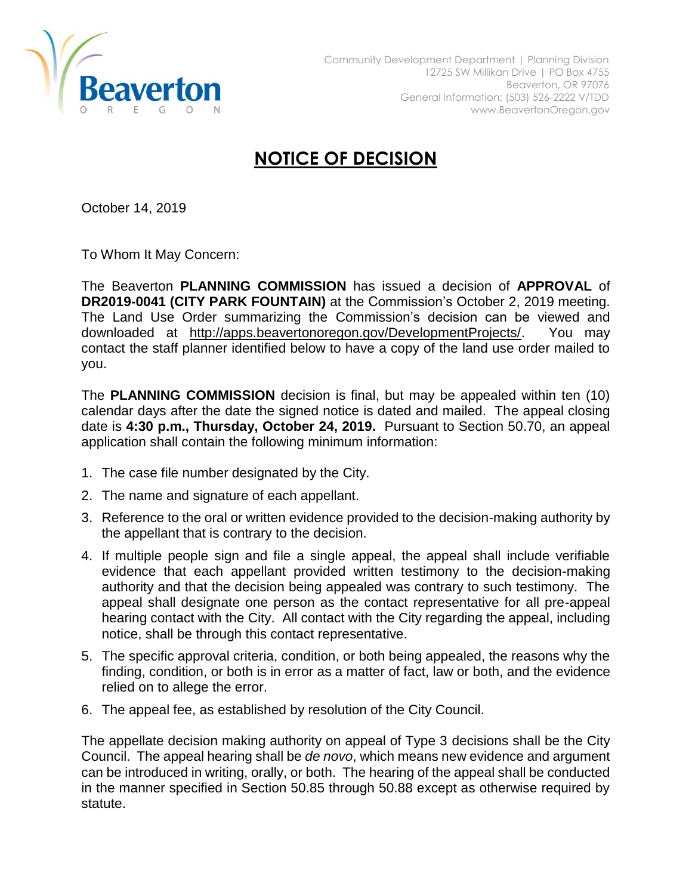Beaverton
OREGON

Community Development Department | Planning Division
12725 SW Millikan Drive | PO Box 4755
Beaverton, OR 97076
General Information: (503) 526-2222 V/TDD
www.BeavertonOregon.gov

# NOTICE OF DECISION

October 14, 2019

To Whom It May Concern:

The Beaverton **PLANNING COMMISSION** has issued a decision of **APPROVAL** of **DR2019-0041 (CITY PARK FOUNTAIN)** at the Commission's October 2, 2019 meeting. The Land Use Order summarizing the Commission's decision can be viewed and downloaded at http://apps.beavertonoregon.gov/DevelopmentProjects/. You may contact the staff planner identified below to have a copy of the land use order mailed to you.

The **PLANNING COMMISSION** decision is final, but may be appealed within ten (10) calendar days after the date the signed notice is dated and mailed. The appeal closing date is **4:30 p.m., Thursday, October 24, 2019.** Pursuant to Section 50.70, an appeal application shall contain the following minimum information:

1. The case file number designated by the City.
2. The name and signature of each appellant.
3. Reference to the oral or written evidence provided to the decision-making authority by the appellant that is contrary to the decision.
4. If multiple people sign and file a single appeal, the appeal shall include verifiable evidence that each appellant provided written testimony to the decision-making authority and that the decision being appealed was contrary to such testimony. The appeal shall designate one person as the contact representative for all pre-appeal hearing contact with the City. All contact with the City regarding the appeal, including notice, shall be through this contact representative.
5. The specific approval criteria, condition, or both being appealed, the reasons why the finding, condition, or both is in error as a matter of fact, law or both, and the evidence relied on to allege the error.
6. The appeal fee, as established by resolution of the City Council.

The appellate decision making authority on appeal of Type 3 decisions shall be the City Council. The appeal hearing shall be *de novo*, which means new evidence and argument can be introduced in writing, orally, or both. The hearing of the appeal shall be conducted in the manner specified in Section 50.85 through 50.88 except as otherwise required by statute.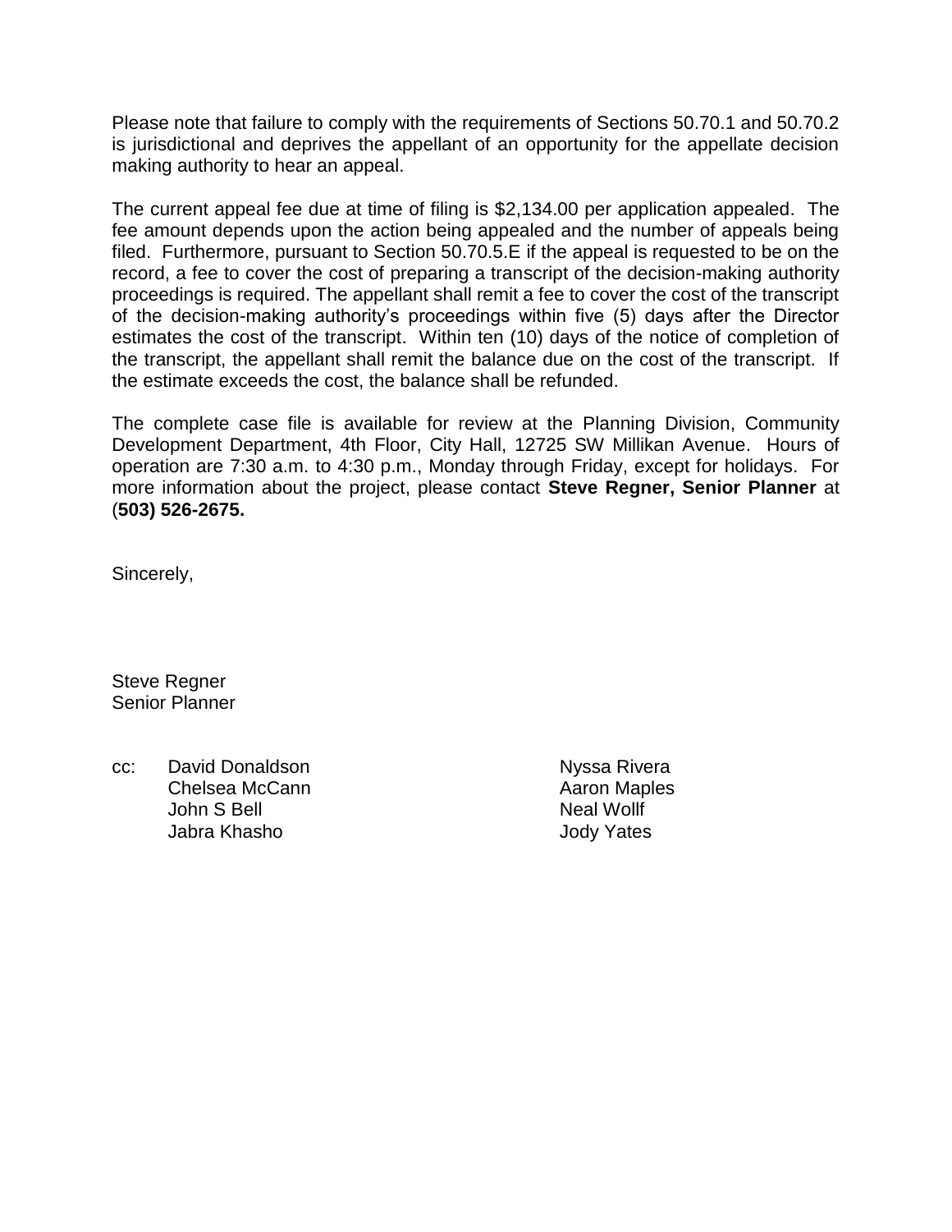Please note that failure to comply with the requirements of Sections 50.70.1 and 50.70.2 is jurisdictional and deprives the appellant of an opportunity for the appellate decision making authority to hear an appeal.

The current appeal fee due at time of filing is $2,134.00 per application appealed. The fee amount depends upon the action being appealed and the number of appeals being filed. Furthermore, pursuant to Section 50.70.5.E if the appeal is requested to be on the record, a fee to cover the cost of preparing a transcript of the decision-making authority proceedings is required. The appellant shall remit a fee to cover the cost of the transcript of the decision-making authority's proceedings within five (5) days after the Director estimates the cost of the transcript. Within ten (10) days of the notice of completion of the transcript, the appellant shall remit the balance due on the cost of the transcript. If the estimate exceeds the cost, the balance shall be refunded.

The complete case file is available for review at the Planning Division, Community Development Department, 4th Floor, City Hall, 12725 SW Millikan Avenue. Hours of operation are 7:30 a.m. to 4:30 p.m., Monday through Friday, except for holidays. For more information about the project, please contact **Steve Regner, Senior Planner** at (**503) 526-2675.**

Sincerely,

Steve Regner
Senior Planner

cc: David Donaldson
Chelsea McCann
John S Bell
Jabra Khasho
Nyssa Rivera
Aaron Maples
Neal Wollf
Jody Yates